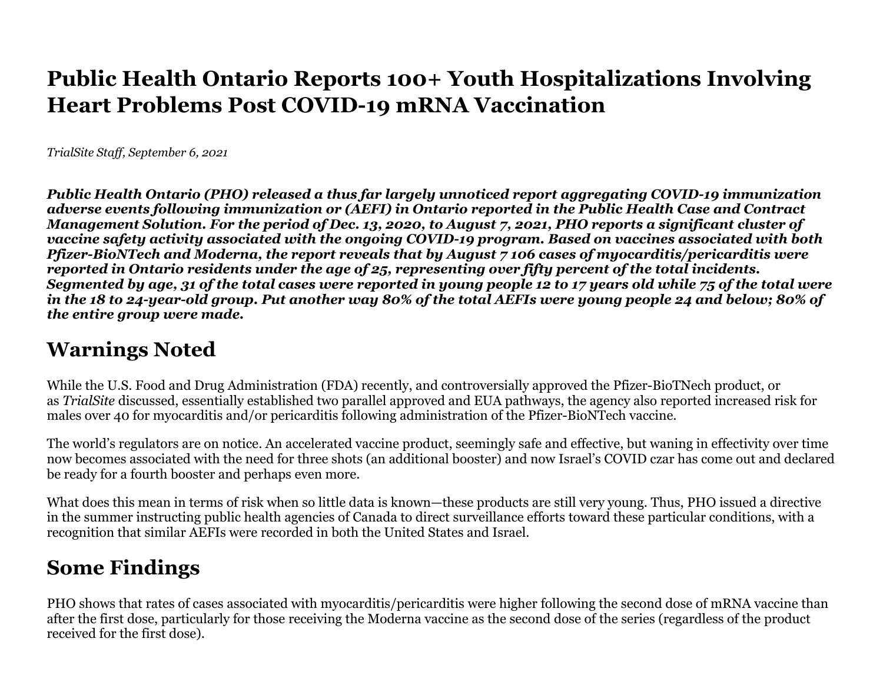# Public Health Ontario Reports 100+ Youth Hospitalizations Involving Heart Problems Post COVID-19 mRNA Vaccination

*TrialSite Staff, September 6, 2021*

***Public Health Ontario (PHO) released a thus far largely unnoticed report aggregating COVID-19 immunization adverse events following immunization or (AEFI) in Ontario reported in the Public Health Case and Contract Management Solution. For the period of Dec. 13, 2020, to August 7, 2021, PHO reports a significant cluster of vaccine safety activity associated with the ongoing COVID-19 program. Based on vaccines associated with both Pfizer-BioNTech and Moderna, the report reveals that by August 7 106 cases of myocarditis/pericarditis were reported in Ontario residents under the age of 25, representing over fifty percent of the total incidents. Segmented by age, 31 of the total cases were reported in young people 12 to 17 years old while 75 of the total were in the 18 to 24-year-old group. Put another way 80% of the total AEFIs were young people 24 and below; 80% of the entire group were made.***

## Warnings Noted

While the U.S. Food and Drug Administration (FDA) recently, and controversially approved the Pfizer-BioTNech product, or as *TrialSite* discussed, essentially established two parallel approved and EUA pathways, the agency also reported increased risk for males over 40 for myocarditis and/or pericarditis following administration of the Pfizer-BioNTech vaccine.

The world's regulators are on notice. An accelerated vaccine product, seemingly safe and effective, but waning in effectivity over time now becomes associated with the need for three shots (an additional booster) and now Israel's COVID czar has come out and declared be ready for a fourth booster and perhaps even more.

What does this mean in terms of risk when so little data is known—these products are still very young. Thus, PHO issued a directive in the summer instructing public health agencies of Canada to direct surveillance efforts toward these particular conditions, with a recognition that similar AEFIs were recorded in both the United States and Israel.

## Some Findings

PHO shows that rates of cases associated with myocarditis/pericarditis were higher following the second dose of mRNA vaccine than after the first dose, particularly for those receiving the Moderna vaccine as the second dose of the series (regardless of the product received for the first dose).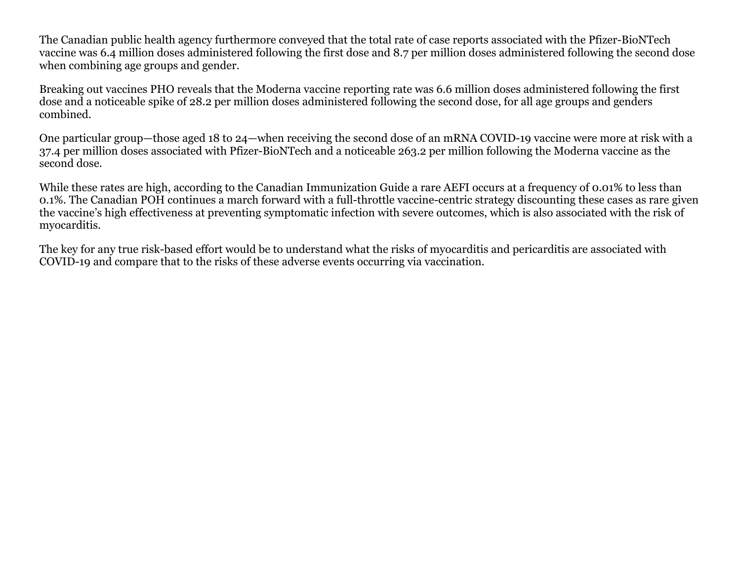The Canadian public health agency furthermore conveyed that the total rate of case reports associated with the Pfizer-BioNTech vaccine was 6.4 million doses administered following the first dose and 8.7 per million doses administered following the second dose when combining age groups and gender.

Breaking out vaccines PHO reveals that the Moderna vaccine reporting rate was 6.6 million doses administered following the first dose and a noticeable spike of 28.2 per million doses administered following the second dose, for all age groups and genders combined.

One particular group—those aged 18 to 24—when receiving the second dose of an mRNA COVID-19 vaccine were more at risk with a 37.4 per million doses associated with Pfizer-BioNTech and a noticeable 263.2 per million following the Moderna vaccine as the second dose.

While these rates are high, according to the Canadian Immunization Guide a rare AEFI occurs at a frequency of 0.01% to less than 0.1%. The Canadian POH continues a march forward with a full-throttle vaccine-centric strategy discounting these cases as rare given the vaccine's high effectiveness at preventing symptomatic infection with severe outcomes, which is also associated with the risk of myocarditis.

The key for any true risk-based effort would be to understand what the risks of myocarditis and pericarditis are associated with COVID-19 and compare that to the risks of these adverse events occurring via vaccination.